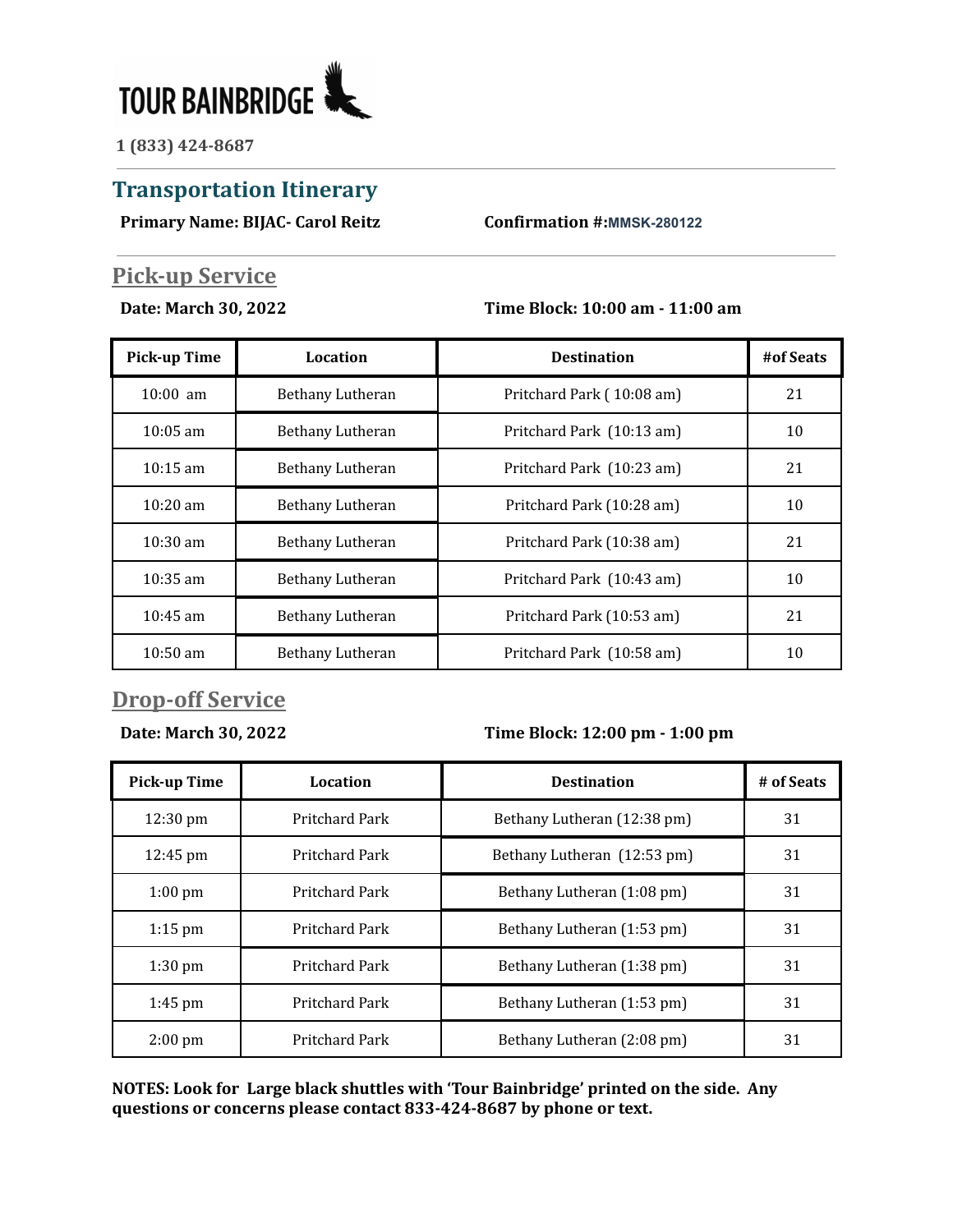**TOUR BAINBRIDGE**

**1 (833) 424-8687**

## Transportation Itinerary

**Primary Name: BIJAC- Carol Reitz** **Confirmation #:MMSK-280122**

### Pick-up Service

**Date: March 30, 2022** **Time Block: 10:00 am - 11:00 am**

| Pick-up Time | Location | Destination | #of Seats |
|---|---|---|---|
| 10:00 am | Bethany Lutheran | Pritchard Park ( 10:08 am) | 21 |
| 10:05 am | Bethany Lutheran | Pritchard Park (10:13 am) | 10 |
| 10:15 am | Bethany Lutheran | Pritchard Park (10:23 am) | 21 |
| 10:20 am | Bethany Lutheran | Pritchard Park (10:28 am) | 10 |
| 10:30 am | Bethany Lutheran | Pritchard Park (10:38 am) | 21 |
| 10:35 am | Bethany Lutheran | Pritchard Park (10:43 am) | 10 |
| 10:45 am | Bethany Lutheran | Pritchard Park (10:53 am) | 21 |
| 10:50 am | Bethany Lutheran | Pritchard Park (10:58 am) | 10 |

### Drop-off Service

**Date: March 30, 2022** **Time Block: 12:00 pm - 1:00 pm**

| Pick-up Time | Location | Destination | # of Seats |
|---|---|---|---|
| 12:30 pm | Pritchard Park | Bethany Lutheran (12:38 pm) | 31 |
| 12:45 pm | Pritchard Park | Bethany Lutheran (12:53 pm) | 31 |
| 1:00 pm | Pritchard Park | Bethany Lutheran (1:08 pm) | 31 |
| 1:15 pm | Pritchard Park | Bethany Lutheran (1:53 pm) | 31 |
| 1:30 pm | Pritchard Park | Bethany Lutheran (1:38 pm) | 31 |
| 1:45 pm | Pritchard Park | Bethany Lutheran (1:53 pm) | 31 |
| 2:00 pm | Pritchard Park | Bethany Lutheran (2:08 pm) | 31 |

**NOTES: Look for Large black shuttles with 'Tour Bainbridge' printed on the side. Any questions or concerns please contact 833-424-8687 by phone or text.**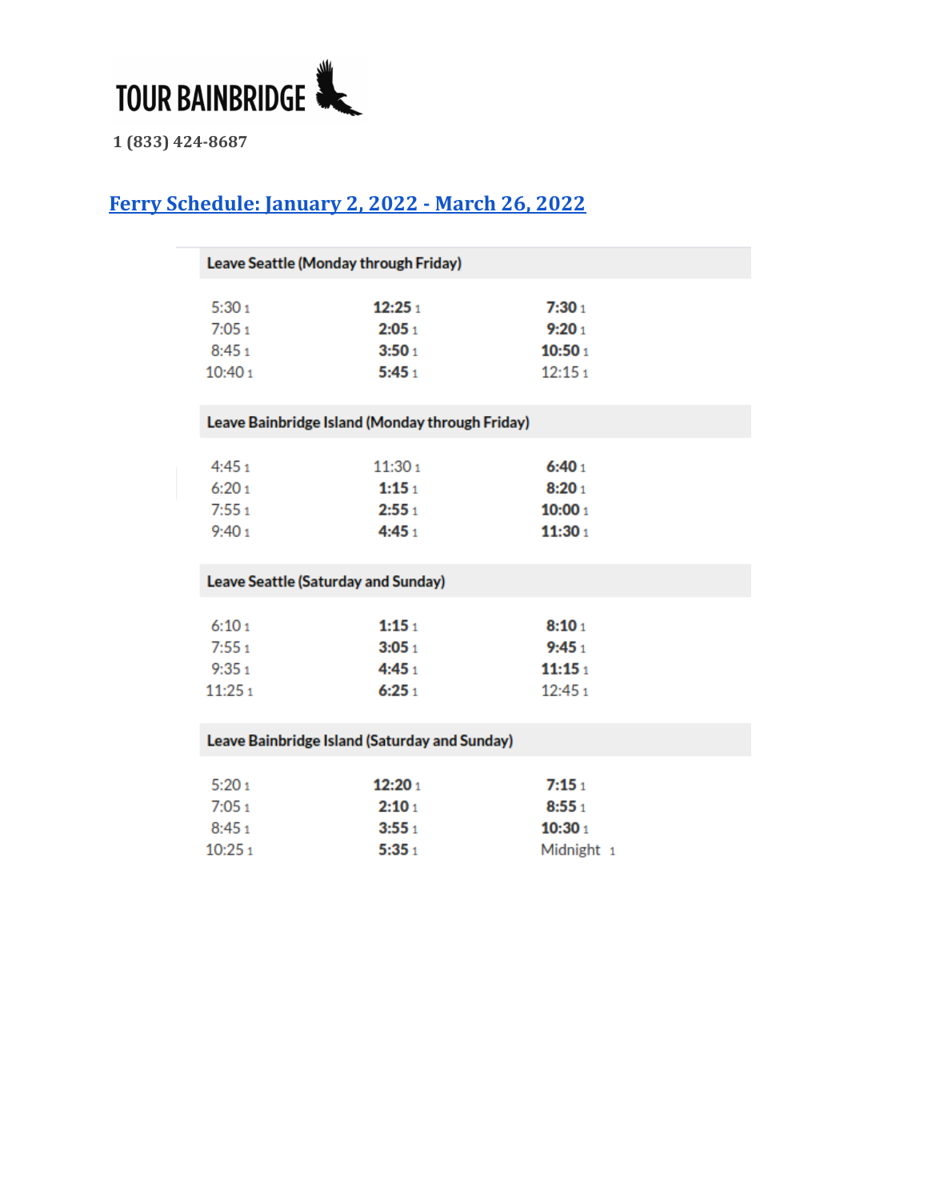TOUR BAINBRIDGE

1 (833) 424-8687

## Ferry Schedule: January 2, 2022 - March 26, 2022

| Leave Seattle (Monday through Friday) | | |
|---|---|---|
| 5:30 1 | **12:25** 1 | **7:30** 1 |
| 7:05 1 | **2:05** 1 | **9:20** 1 |
| 8:45 1 | **3:50** 1 | **10:50** 1 |
| 10:40 1 | **5:45** 1 | 12:15 1 |

| Leave Bainbridge Island (Monday through Friday) | | |
|---|---|---|
| 4:45 1 | 11:30 1 | **6:40** 1 |
| 6:20 1 | **1:15** 1 | **8:20** 1 |
| 7:55 1 | **2:55** 1 | **10:00** 1 |
| 9:40 1 | **4:45** 1 | **11:30** 1 |

| Leave Seattle (Saturday and Sunday) | | |
|---|---|---|
| 6:10 1 | **1:15** 1 | **8:10** 1 |
| 7:55 1 | **3:05** 1 | **9:45** 1 |
| 9:35 1 | **4:45** 1 | **11:15** 1 |
| 11:25 1 | **6:25** 1 | 12:45 1 |

| Leave Bainbridge Island (Saturday and Sunday) | | |
|---|---|---|
| 5:20 1 | **12:20** 1 | **7:15** 1 |
| 7:05 1 | **2:10** 1 | **8:55** 1 |
| 8:45 1 | **3:55** 1 | **10:30** 1 |
| 10:25 1 | **5:35** 1 | Midnight 1 |